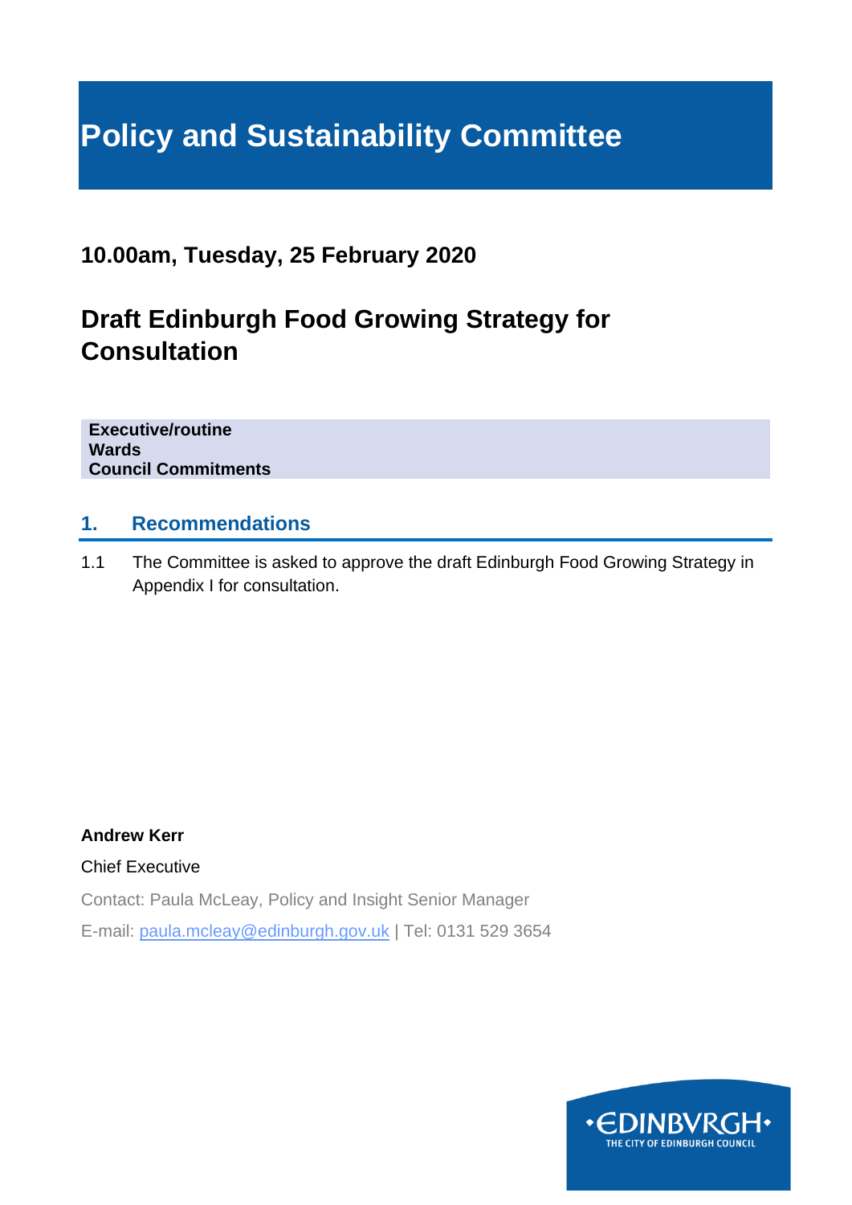# Policy and Sustainability Committee

## 10.00am, Tuesday, 25 February 2020

## Draft Edinburgh Food Growing Strategy for Consultation

**Executive/routine**
**Wards**
**Council Commitments**

## 1. Recommendations

1.1 The Committee is asked to approve the draft Edinburgh Food Growing Strategy in Appendix I for consultation.

**Andrew Kerr**

Chief Executive

Contact: Paula McLeay, Policy and Insight Senior Manager

E-mail: paula.mcleay@edinburgh.gov.uk | Tel: 0131 529 3654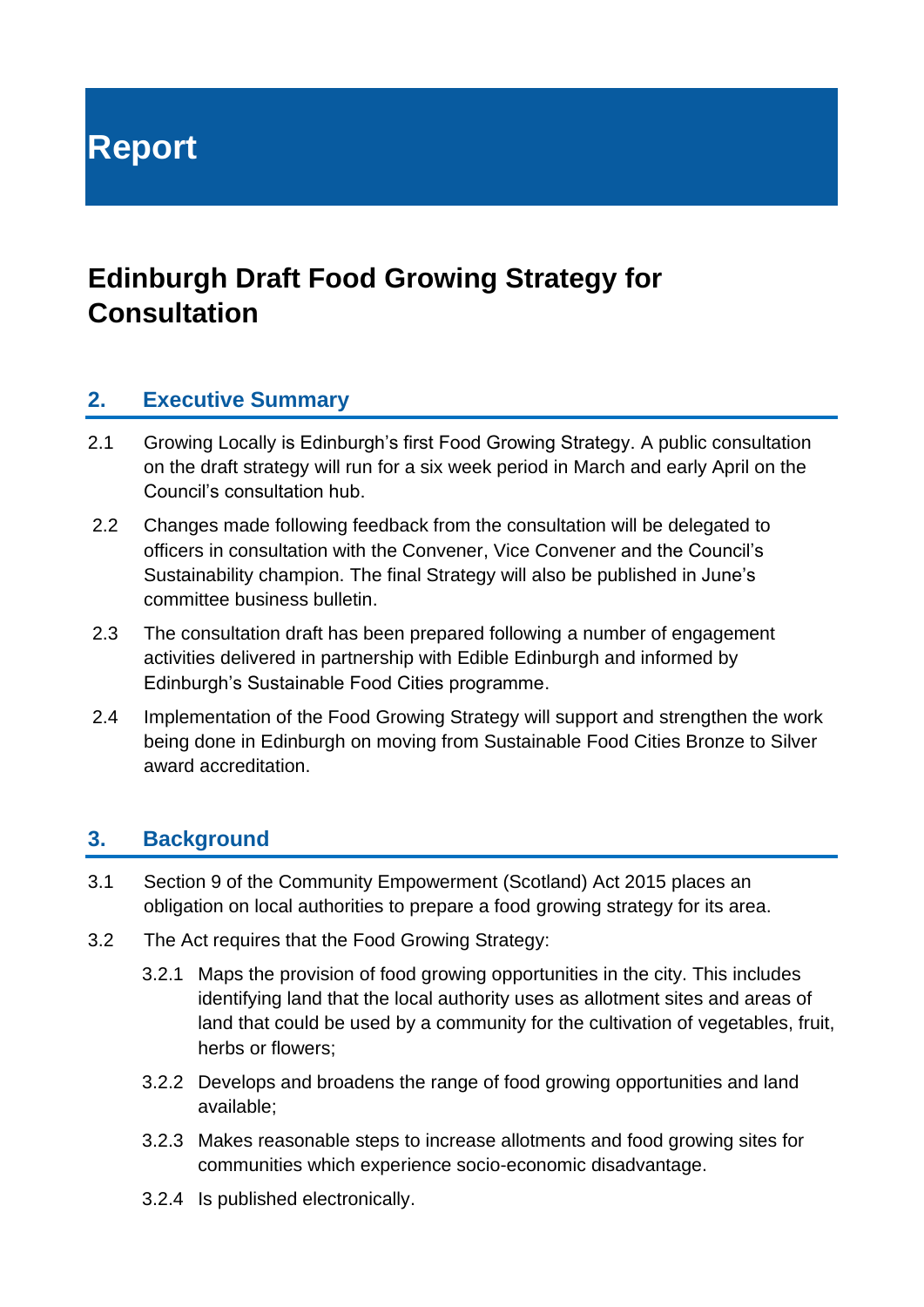# Report

## Edinburgh Draft Food Growing Strategy for Consultation

### 2. Executive Summary

2.1 Growing Locally is Edinburgh's first Food Growing Strategy. A public consultation on the draft strategy will run for a six week period in March and early April on the Council's consultation hub.

2.2 Changes made following feedback from the consultation will be delegated to officers in consultation with the Convener, Vice Convener and the Council's Sustainability champion. The final Strategy will also be published in June's committee business bulletin.

2.3 The consultation draft has been prepared following a number of engagement activities delivered in partnership with Edible Edinburgh and informed by Edinburgh's Sustainable Food Cities programme.

2.4 Implementation of the Food Growing Strategy will support and strengthen the work being done in Edinburgh on moving from Sustainable Food Cities Bronze to Silver award accreditation.

### 3. Background

3.1 Section 9 of the Community Empowerment (Scotland) Act 2015 places an obligation on local authorities to prepare a food growing strategy for its area.

3.2 The Act requires that the Food Growing Strategy:

3.2.1 Maps the provision of food growing opportunities in the city. This includes identifying land that the local authority uses as allotment sites and areas of land that could be used by a community for the cultivation of vegetables, fruit, herbs or flowers;

3.2.2 Develops and broadens the range of food growing opportunities and land available;

3.2.3 Makes reasonable steps to increase allotments and food growing sites for communities which experience socio-economic disadvantage.

3.2.4 Is published electronically.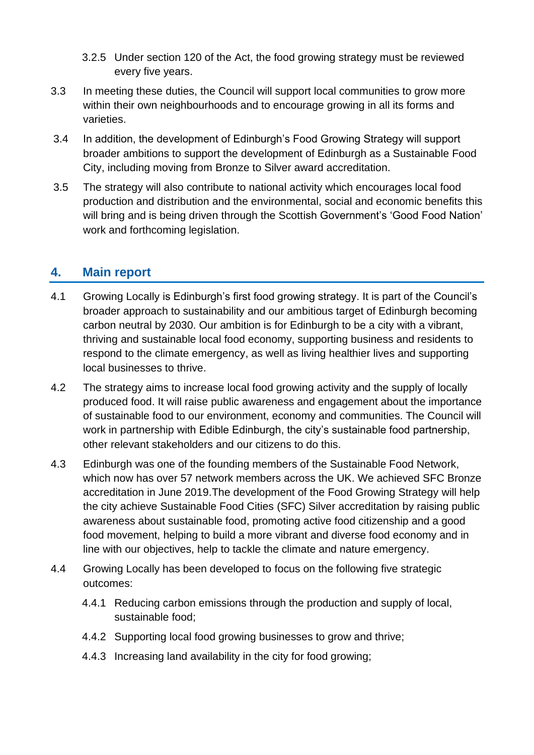3.2.5 Under section 120 of the Act, the food growing strategy must be reviewed every five years.

3.3 In meeting these duties, the Council will support local communities to grow more within their own neighbourhoods and to encourage growing in all its forms and varieties.

3.4 In addition, the development of Edinburgh's Food Growing Strategy will support broader ambitions to support the development of Edinburgh as a Sustainable Food City, including moving from Bronze to Silver award accreditation.

3.5 The strategy will also contribute to national activity which encourages local food production and distribution and the environmental, social and economic benefits this will bring and is being driven through the Scottish Government's 'Good Food Nation' work and forthcoming legislation.

## 4. Main report

4.1 Growing Locally is Edinburgh's first food growing strategy. It is part of the Council's broader approach to sustainability and our ambitious target of Edinburgh becoming carbon neutral by 2030. Our ambition is for Edinburgh to be a city with a vibrant, thriving and sustainable local food economy, supporting business and residents to respond to the climate emergency, as well as living healthier lives and supporting local businesses to thrive.

4.2 The strategy aims to increase local food growing activity and the supply of locally produced food. It will raise public awareness and engagement about the importance of sustainable food to our environment, economy and communities. The Council will work in partnership with Edible Edinburgh, the city's sustainable food partnership, other relevant stakeholders and our citizens to do this.

4.3 Edinburgh was one of the founding members of the Sustainable Food Network, which now has over 57 network members across the UK. We achieved SFC Bronze accreditation in June 2019.The development of the Food Growing Strategy will help the city achieve Sustainable Food Cities (SFC) Silver accreditation by raising public awareness about sustainable food, promoting active food citizenship and a good food movement, helping to build a more vibrant and diverse food economy and in line with our objectives, help to tackle the climate and nature emergency.

4.4 Growing Locally has been developed to focus on the following five strategic outcomes:

4.4.1 Reducing carbon emissions through the production and supply of local, sustainable food;

4.4.2 Supporting local food growing businesses to grow and thrive;

4.4.3 Increasing land availability in the city for food growing;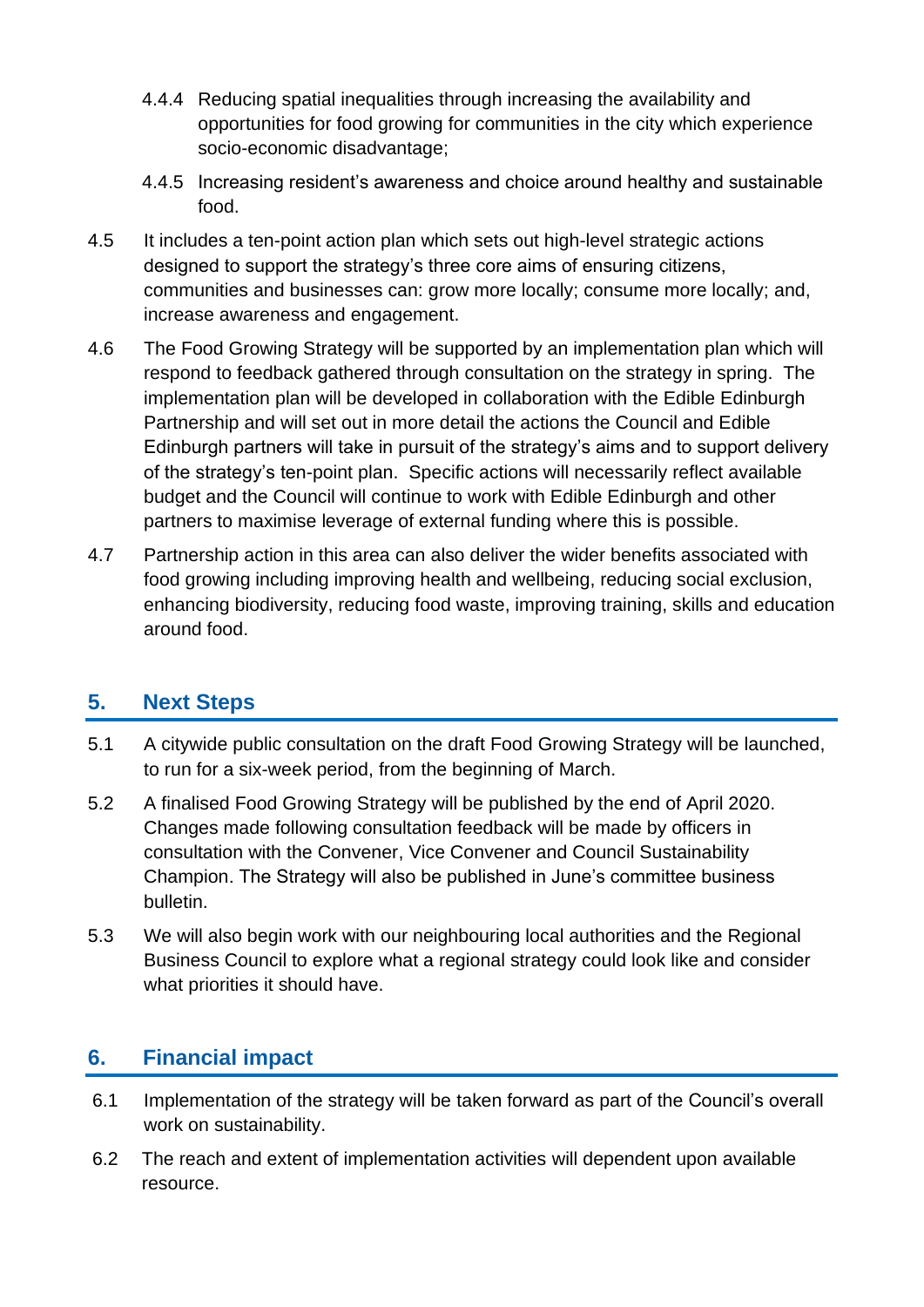4.4.4 Reducing spatial inequalities through increasing the availability and opportunities for food growing for communities in the city which experience socio-economic disadvantage;

4.4.5 Increasing resident's awareness and choice around healthy and sustainable food.

4.5 It includes a ten-point action plan which sets out high-level strategic actions designed to support the strategy's three core aims of ensuring citizens, communities and businesses can: grow more locally; consume more locally; and, increase awareness and engagement.

4.6 The Food Growing Strategy will be supported by an implementation plan which will respond to feedback gathered through consultation on the strategy in spring. The implementation plan will be developed in collaboration with the Edible Edinburgh Partnership and will set out in more detail the actions the Council and Edible Edinburgh partners will take in pursuit of the strategy's aims and to support delivery of the strategy's ten-point plan. Specific actions will necessarily reflect available budget and the Council will continue to work with Edible Edinburgh and other partners to maximise leverage of external funding where this is possible.

4.7 Partnership action in this area can also deliver the wider benefits associated with food growing including improving health and wellbeing, reducing social exclusion, enhancing biodiversity, reducing food waste, improving training, skills and education around food.

## 5. Next Steps

5.1 A citywide public consultation on the draft Food Growing Strategy will be launched, to run for a six-week period, from the beginning of March.

5.2 A finalised Food Growing Strategy will be published by the end of April 2020. Changes made following consultation feedback will be made by officers in consultation with the Convener, Vice Convener and Council Sustainability Champion. The Strategy will also be published in June's committee business bulletin.

5.3 We will also begin work with our neighbouring local authorities and the Regional Business Council to explore what a regional strategy could look like and consider what priorities it should have.

## 6. Financial impact

6.1 Implementation of the strategy will be taken forward as part of the Council's overall work on sustainability.

6.2 The reach and extent of implementation activities will dependent upon available resource.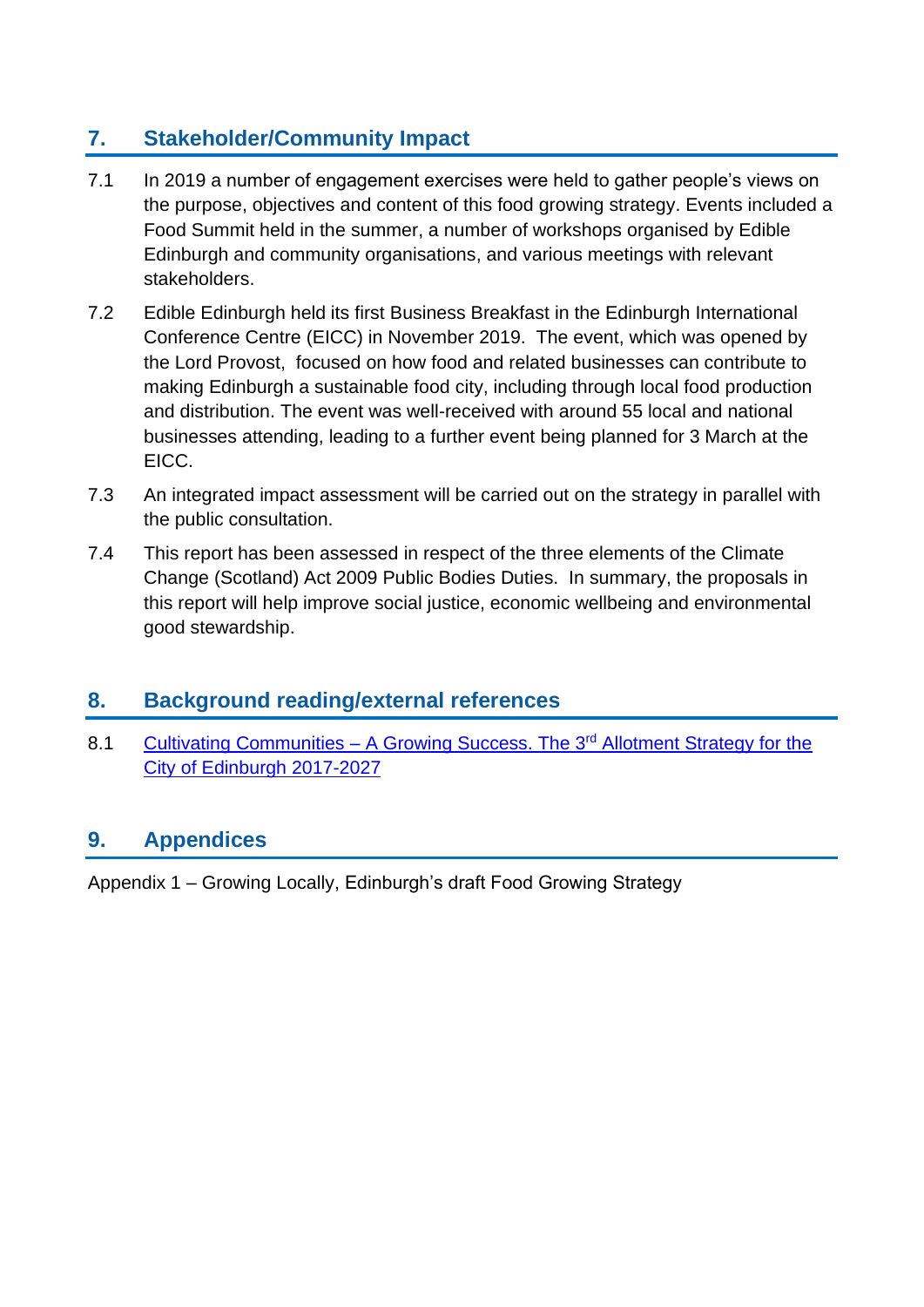## 7. Stakeholder/Community Impact

7.1 In 2019 a number of engagement exercises were held to gather people's views on the purpose, objectives and content of this food growing strategy. Events included a Food Summit held in the summer, a number of workshops organised by Edible Edinburgh and community organisations, and various meetings with relevant stakeholders.

7.2 Edible Edinburgh held its first Business Breakfast in the Edinburgh International Conference Centre (EICC) in November 2019. The event, which was opened by the Lord Provost, focused on how food and related businesses can contribute to making Edinburgh a sustainable food city, including through local food production and distribution. The event was well-received with around 55 local and national businesses attending, leading to a further event being planned for 3 March at the EICC.

7.3 An integrated impact assessment will be carried out on the strategy in parallel with the public consultation.

7.4 This report has been assessed in respect of the three elements of the Climate Change (Scotland) Act 2009 Public Bodies Duties. In summary, the proposals in this report will help improve social justice, economic wellbeing and environmental good stewardship.

## 8. Background reading/external references

8.1 Cultivating Communities – A Growing Success. The 3rd Allotment Strategy for the City of Edinburgh 2017-2027

## 9. Appendices

Appendix 1 – Growing Locally, Edinburgh's draft Food Growing Strategy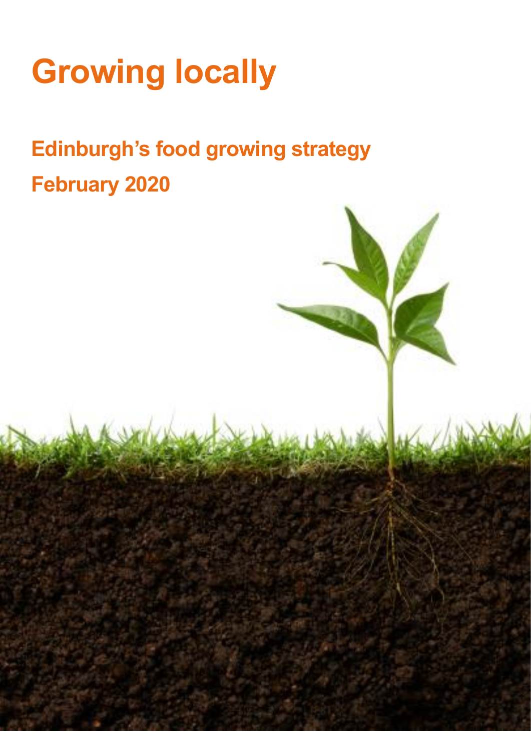# Growing locally

## Edinburgh's food growing strategy

## February 2020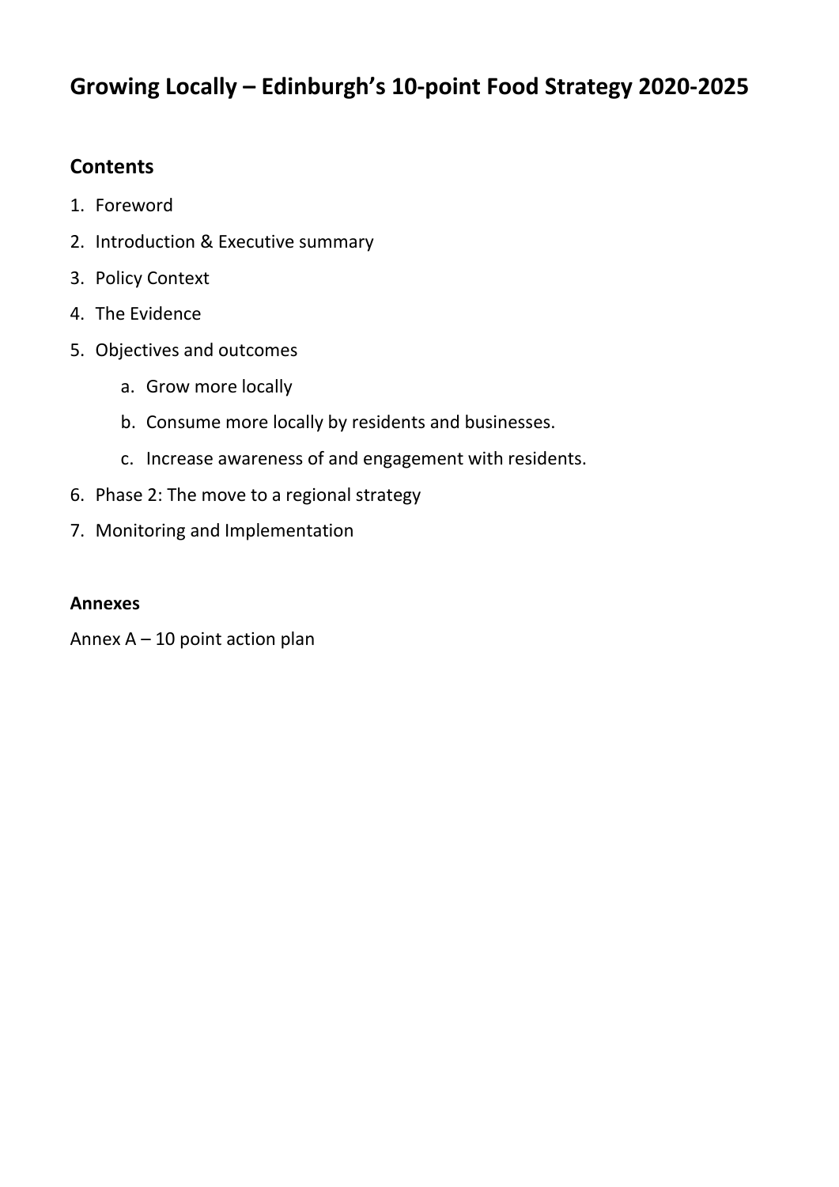# Growing Locally – Edinburgh's 10-point Food Strategy 2020-2025

## Contents

1. Foreword
2. Introduction & Executive summary
3. Policy Context
4. The Evidence
5. Objectives and outcomes
    a. Grow more locally
    b. Consume more locally by residents and businesses.
    c. Increase awareness of and engagement with residents.
6. Phase 2: The move to a regional strategy
7. Monitoring and Implementation

**Annexes**

Annex A – 10 point action plan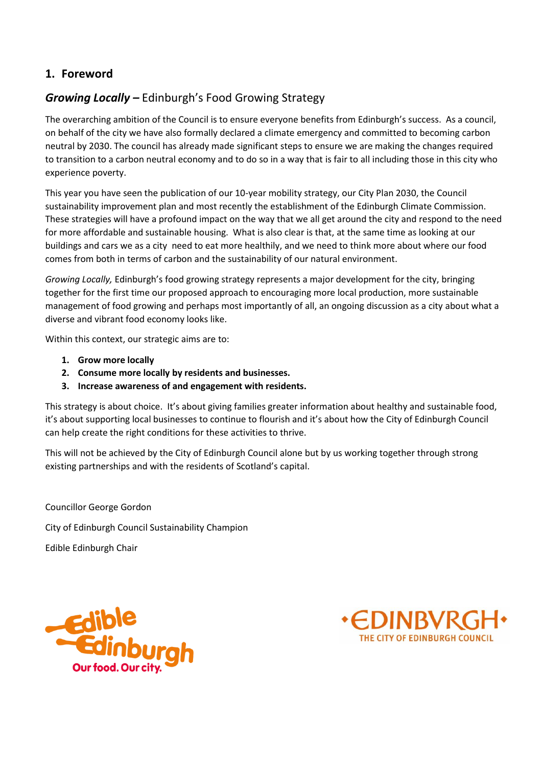## 1. Foreword

### *Growing Locally* **–** Edinburgh's Food Growing Strategy

The overarching ambition of the Council is to ensure everyone benefits from Edinburgh's success. As a council, on behalf of the city we have also formally declared a climate emergency and committed to becoming carbon neutral by 2030. The council has already made significant steps to ensure we are making the changes required to transition to a carbon neutral economy and to do so in a way that is fair to all including those in this city who experience poverty.

This year you have seen the publication of our 10-year mobility strategy, our City Plan 2030, the Council sustainability improvement plan and most recently the establishment of the Edinburgh Climate Commission. These strategies will have a profound impact on the way that we all get around the city and respond to the need for more affordable and sustainable housing. What is also clear is that, at the same time as looking at our buildings and cars we as a city need to eat more healthily, and we need to think more about where our food comes from both in terms of carbon and the sustainability of our natural environment.

*Growing Locally,* Edinburgh's food growing strategy represents a major development for the city, bringing together for the first time our proposed approach to encouraging more local production, more sustainable management of food growing and perhaps most importantly of all, an ongoing discussion as a city about what a diverse and vibrant food economy looks like.

Within this context, our strategic aims are to:

1. **Grow more locally**
2. **Consume more locally by residents and businesses.**
3. **Increase awareness of and engagement with residents.**

This strategy is about choice. It's about giving families greater information about healthy and sustainable food, it's about supporting local businesses to continue to flourish and it's about how the City of Edinburgh Council can help create the right conditions for these activities to thrive.

This will not be achieved by the City of Edinburgh Council alone but by us working together through strong existing partnerships and with the residents of Scotland's capital.

Councillor George Gordon

City of Edinburgh Council Sustainability Champion

Edible Edinburgh Chair

Edible Edinburgh
Our food. Our city.

EDINBVRGH
THE CITY OF EDINBURGH COUNCIL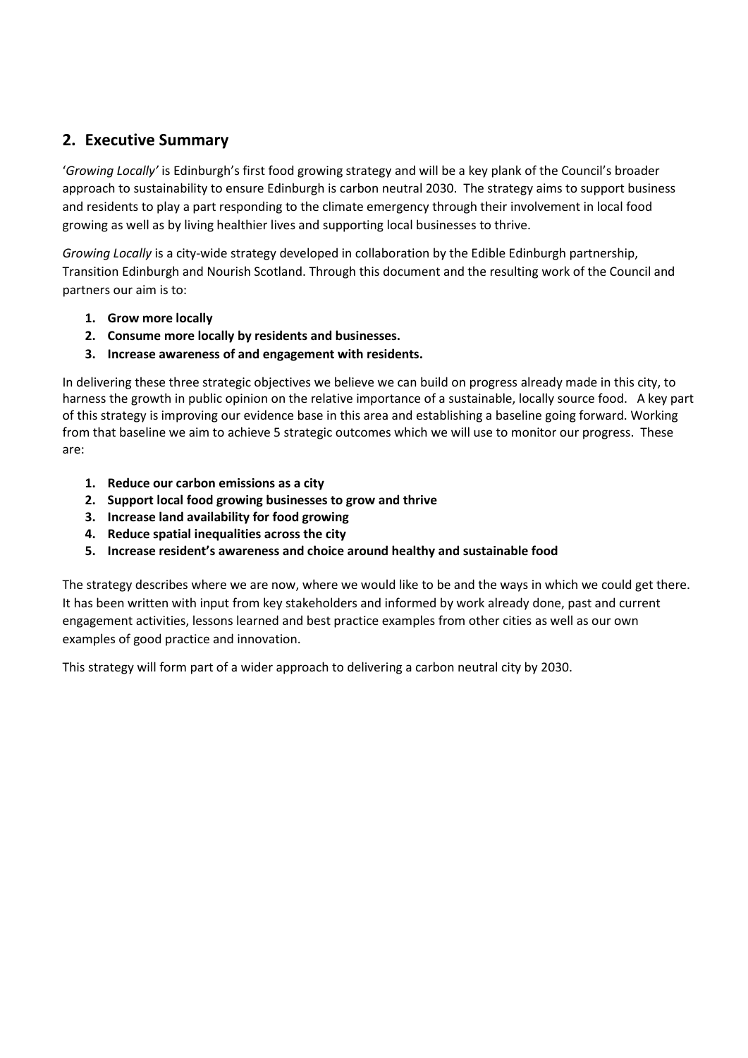## 2. Executive Summary

'*Growing Locally'* is Edinburgh's first food growing strategy and will be a key plank of the Council's broader approach to sustainability to ensure Edinburgh is carbon neutral 2030. The strategy aims to support business and residents to play a part responding to the climate emergency through their involvement in local food growing as well as by living healthier lives and supporting local businesses to thrive.

*Growing Locally* is a city-wide strategy developed in collaboration by the Edible Edinburgh partnership, Transition Edinburgh and Nourish Scotland. Through this document and the resulting work of the Council and partners our aim is to:

1. **Grow more locally**
2. **Consume more locally by residents and businesses.**
3. **Increase awareness of and engagement with residents.**

In delivering these three strategic objectives we believe we can build on progress already made in this city, to harness the growth in public opinion on the relative importance of a sustainable, locally source food. A key part of this strategy is improving our evidence base in this area and establishing a baseline going forward. Working from that baseline we aim to achieve 5 strategic outcomes which we will use to monitor our progress. These are:

1. **Reduce our carbon emissions as a city**
2. **Support local food growing businesses to grow and thrive**
3. **Increase land availability for food growing**
4. **Reduce spatial inequalities across the city**
5. **Increase resident's awareness and choice around healthy and sustainable food**

The strategy describes where we are now, where we would like to be and the ways in which we could get there. It has been written with input from key stakeholders and informed by work already done, past and current engagement activities, lessons learned and best practice examples from other cities as well as our own examples of good practice and innovation.

This strategy will form part of a wider approach to delivering a carbon neutral city by 2030.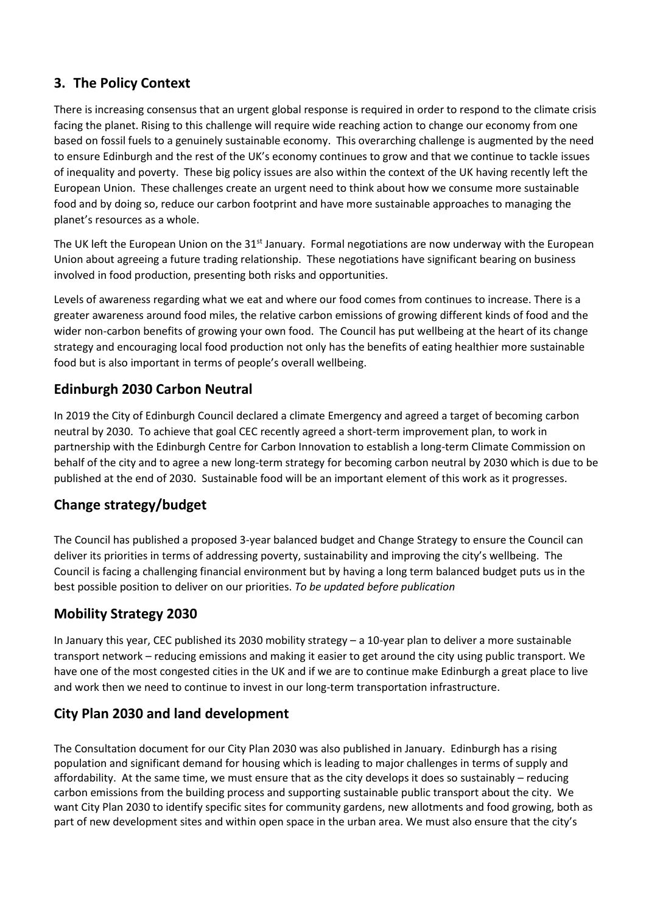## 3. The Policy Context

There is increasing consensus that an urgent global response is required in order to respond to the climate crisis facing the planet. Rising to this challenge will require wide reaching action to change our economy from one based on fossil fuels to a genuinely sustainable economy. This overarching challenge is augmented by the need to ensure Edinburgh and the rest of the UK's economy continues to grow and that we continue to tackle issues of inequality and poverty. These big policy issues are also within the context of the UK having recently left the European Union. These challenges create an urgent need to think about how we consume more sustainable food and by doing so, reduce our carbon footprint and have more sustainable approaches to managing the planet's resources as a whole.

The UK left the European Union on the 31st January. Formal negotiations are now underway with the European Union about agreeing a future trading relationship. These negotiations have significant bearing on business involved in food production, presenting both risks and opportunities.

Levels of awareness regarding what we eat and where our food comes from continues to increase. There is a greater awareness around food miles, the relative carbon emissions of growing different kinds of food and the wider non-carbon benefits of growing your own food. The Council has put wellbeing at the heart of its change strategy and encouraging local food production not only has the benefits of eating healthier more sustainable food but is also important in terms of people's overall wellbeing.

## Edinburgh 2030 Carbon Neutral

In 2019 the City of Edinburgh Council declared a climate Emergency and agreed a target of becoming carbon neutral by 2030. To achieve that goal CEC recently agreed a short-term improvement plan, to work in partnership with the Edinburgh Centre for Carbon Innovation to establish a long-term Climate Commission on behalf of the city and to agree a new long-term strategy for becoming carbon neutral by 2030 which is due to be published at the end of 2030. Sustainable food will be an important element of this work as it progresses.

## Change strategy/budget

The Council has published a proposed 3-year balanced budget and Change Strategy to ensure the Council can deliver its priorities in terms of addressing poverty, sustainability and improving the city's wellbeing. The Council is facing a challenging financial environment but by having a long term balanced budget puts us in the best possible position to deliver on our priorities. *To be updated before publication*

## Mobility Strategy 2030

In January this year, CEC published its 2030 mobility strategy – a 10-year plan to deliver a more sustainable transport network – reducing emissions and making it easier to get around the city using public transport. We have one of the most congested cities in the UK and if we are to continue make Edinburgh a great place to live and work then we need to continue to invest in our long-term transportation infrastructure.

## City Plan 2030 and land development

The Consultation document for our City Plan 2030 was also published in January. Edinburgh has a rising population and significant demand for housing which is leading to major challenges in terms of supply and affordability. At the same time, we must ensure that as the city develops it does so sustainably – reducing carbon emissions from the building process and supporting sustainable public transport about the city. We want City Plan 2030 to identify specific sites for community gardens, new allotments and food growing, both as part of new development sites and within open space in the urban area. We must also ensure that the city's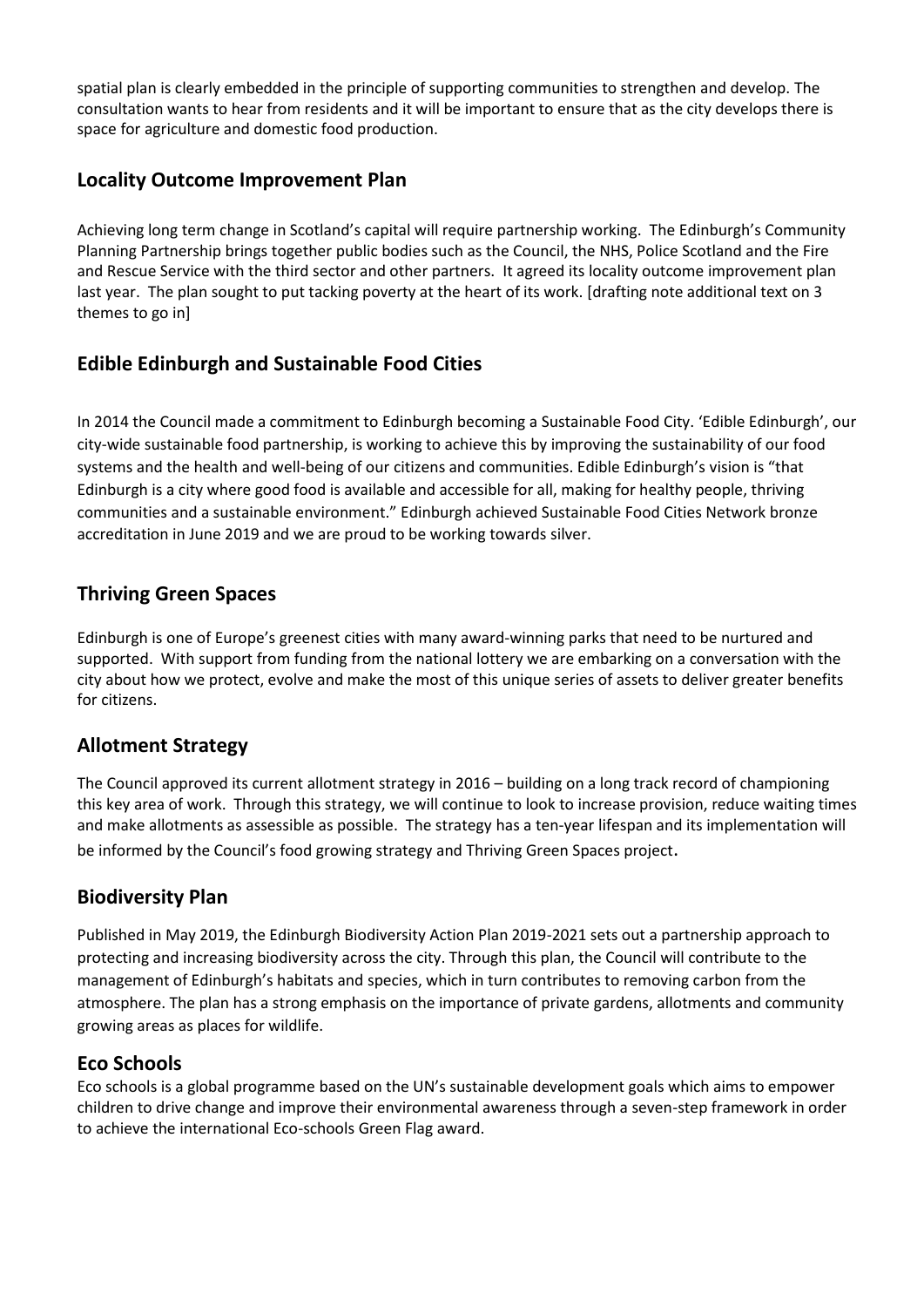spatial plan is clearly embedded in the principle of supporting communities to strengthen and develop. The consultation wants to hear from residents and it will be important to ensure that as the city develops there is space for agriculture and domestic food production.

## Locality Outcome Improvement Plan

Achieving long term change in Scotland's capital will require partnership working. The Edinburgh's Community Planning Partnership brings together public bodies such as the Council, the NHS, Police Scotland and the Fire and Rescue Service with the third sector and other partners. It agreed its locality outcome improvement plan last year. The plan sought to put tacking poverty at the heart of its work. [drafting note additional text on 3 themes to go in]

## Edible Edinburgh and Sustainable Food Cities

In 2014 the Council made a commitment to Edinburgh becoming a Sustainable Food City. 'Edible Edinburgh', our city-wide sustainable food partnership, is working to achieve this by improving the sustainability of our food systems and the health and well-being of our citizens and communities. Edible Edinburgh's vision is "that Edinburgh is a city where good food is available and accessible for all, making for healthy people, thriving communities and a sustainable environment." Edinburgh achieved Sustainable Food Cities Network bronze accreditation in June 2019 and we are proud to be working towards silver.

## Thriving Green Spaces

Edinburgh is one of Europe's greenest cities with many award-winning parks that need to be nurtured and supported. With support from funding from the national lottery we are embarking on a conversation with the city about how we protect, evolve and make the most of this unique series of assets to deliver greater benefits for citizens.

## Allotment Strategy

The Council approved its current allotment strategy in 2016 – building on a long track record of championing this key area of work. Through this strategy, we will continue to look to increase provision, reduce waiting times and make allotments as assessible as possible. The strategy has a ten-year lifespan and its implementation will be informed by the Council's food growing strategy and Thriving Green Spaces project.

## Biodiversity Plan

Published in May 2019, the Edinburgh Biodiversity Action Plan 2019-2021 sets out a partnership approach to protecting and increasing biodiversity across the city. Through this plan, the Council will contribute to the management of Edinburgh's habitats and species, which in turn contributes to removing carbon from the atmosphere. The plan has a strong emphasis on the importance of private gardens, allotments and community growing areas as places for wildlife.

## Eco Schools

Eco schools is a global programme based on the UN's sustainable development goals which aims to empower children to drive change and improve their environmental awareness through a seven-step framework in order to achieve the international Eco-schools Green Flag award.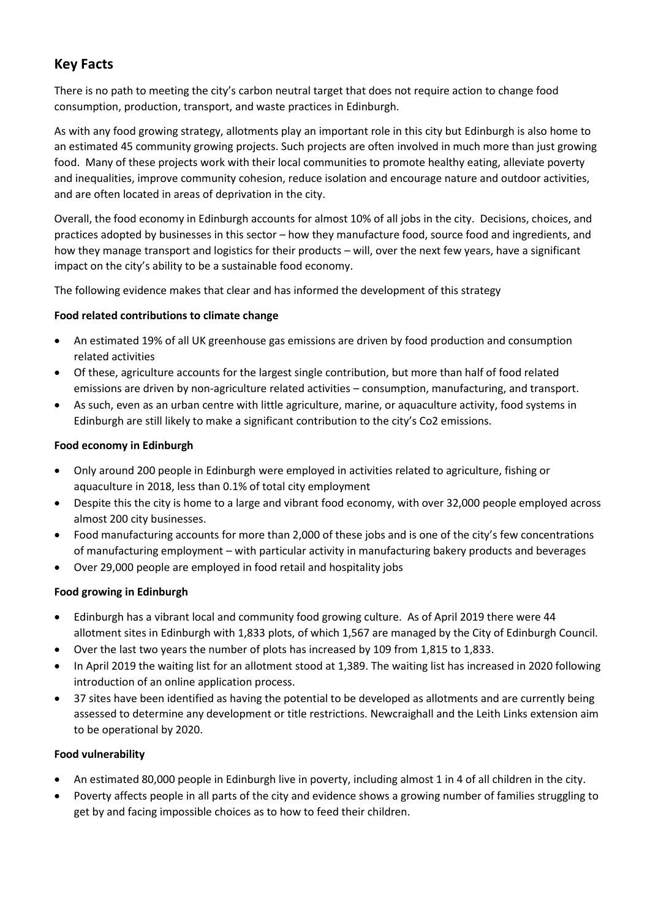## Key Facts

There is no path to meeting the city's carbon neutral target that does not require action to change food consumption, production, transport, and waste practices in Edinburgh.

As with any food growing strategy, allotments play an important role in this city but Edinburgh is also home to an estimated 45 community growing projects. Such projects are often involved in much more than just growing food. Many of these projects work with their local communities to promote healthy eating, alleviate poverty and inequalities, improve community cohesion, reduce isolation and encourage nature and outdoor activities, and are often located in areas of deprivation in the city.

Overall, the food economy in Edinburgh accounts for almost 10% of all jobs in the city. Decisions, choices, and practices adopted by businesses in this sector – how they manufacture food, source food and ingredients, and how they manage transport and logistics for their products – will, over the next few years, have a significant impact on the city's ability to be a sustainable food economy.

The following evidence makes that clear and has informed the development of this strategy

**Food related contributions to climate change**

- An estimated 19% of all UK greenhouse gas emissions are driven by food production and consumption related activities
- Of these, agriculture accounts for the largest single contribution, but more than half of food related emissions are driven by non-agriculture related activities – consumption, manufacturing, and transport.
- As such, even as an urban centre with little agriculture, marine, or aquaculture activity, food systems in Edinburgh are still likely to make a significant contribution to the city's Co2 emissions.

**Food economy in Edinburgh**

- Only around 200 people in Edinburgh were employed in activities related to agriculture, fishing or aquaculture in 2018, less than 0.1% of total city employment
- Despite this the city is home to a large and vibrant food economy, with over 32,000 people employed across almost 200 city businesses.
- Food manufacturing accounts for more than 2,000 of these jobs and is one of the city's few concentrations of manufacturing employment – with particular activity in manufacturing bakery products and beverages
- Over 29,000 people are employed in food retail and hospitality jobs

**Food growing in Edinburgh**

- Edinburgh has a vibrant local and community food growing culture. As of April 2019 there were 44 allotment sites in Edinburgh with 1,833 plots, of which 1,567 are managed by the City of Edinburgh Council.
- Over the last two years the number of plots has increased by 109 from 1,815 to 1,833.
- In April 2019 the waiting list for an allotment stood at 1,389. The waiting list has increased in 2020 following introduction of an online application process.
- 37 sites have been identified as having the potential to be developed as allotments and are currently being assessed to determine any development or title restrictions. Newcraighall and the Leith Links extension aim to be operational by 2020.

**Food vulnerability**

- An estimated 80,000 people in Edinburgh live in poverty, including almost 1 in 4 of all children in the city.
- Poverty affects people in all parts of the city and evidence shows a growing number of families struggling to get by and facing impossible choices as to how to feed their children.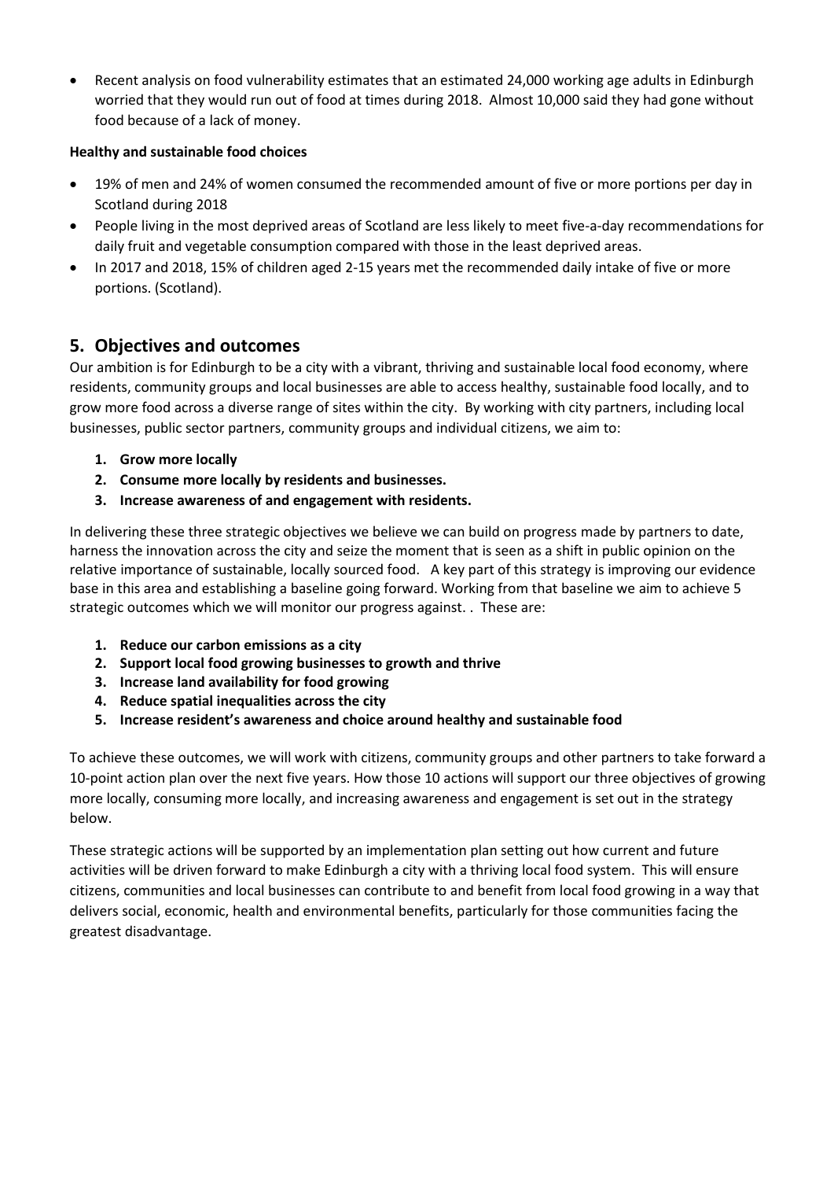- Recent analysis on food vulnerability estimates that an estimated 24,000 working age adults in Edinburgh worried that they would run out of food at times during 2018. Almost 10,000 said they had gone without food because of a lack of money.

**Healthy and sustainable food choices**

- 19% of men and 24% of women consumed the recommended amount of five or more portions per day in Scotland during 2018
- People living in the most deprived areas of Scotland are less likely to meet five-a-day recommendations for daily fruit and vegetable consumption compared with those in the least deprived areas.
- In 2017 and 2018, 15% of children aged 2-15 years met the recommended daily intake of five or more portions. (Scotland).

## 5. Objectives and outcomes

Our ambition is for Edinburgh to be a city with a vibrant, thriving and sustainable local food economy, where residents, community groups and local businesses are able to access healthy, sustainable food locally, and to grow more food across a diverse range of sites within the city. By working with city partners, including local businesses, public sector partners, community groups and individual citizens, we aim to:

1. **Grow more locally**
2. **Consume more locally by residents and businesses.**
3. **Increase awareness of and engagement with residents.**

In delivering these three strategic objectives we believe we can build on progress made by partners to date, harness the innovation across the city and seize the moment that is seen as a shift in public opinion on the relative importance of sustainable, locally sourced food. A key part of this strategy is improving our evidence base in this area and establishing a baseline going forward. Working from that baseline we aim to achieve 5 strategic outcomes which we will monitor our progress against. . These are:

1. **Reduce our carbon emissions as a city**
2. **Support local food growing businesses to growth and thrive**
3. **Increase land availability for food growing**
4. **Reduce spatial inequalities across the city**
5. **Increase resident's awareness and choice around healthy and sustainable food**

To achieve these outcomes, we will work with citizens, community groups and other partners to take forward a 10-point action plan over the next five years. How those 10 actions will support our three objectives of growing more locally, consuming more locally, and increasing awareness and engagement is set out in the strategy below.

These strategic actions will be supported by an implementation plan setting out how current and future activities will be driven forward to make Edinburgh a city with a thriving local food system. This will ensure citizens, communities and local businesses can contribute to and benefit from local food growing in a way that delivers social, economic, health and environmental benefits, particularly for those communities facing the greatest disadvantage.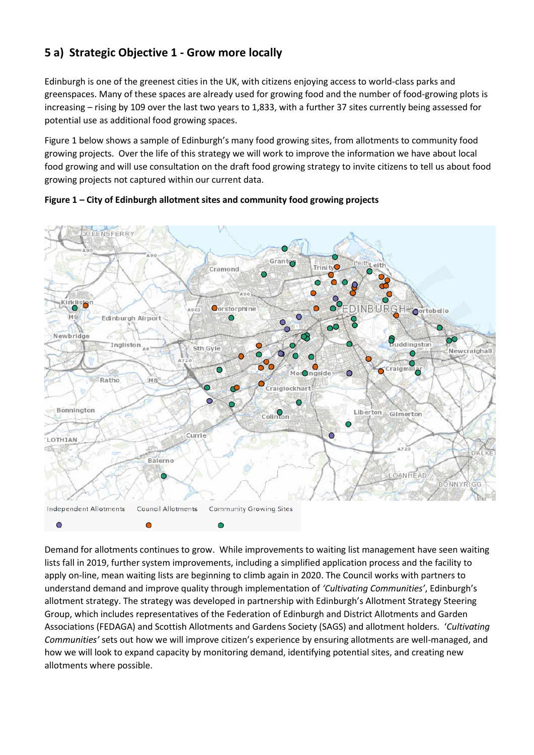## 5 a) Strategic Objective 1 - Grow more locally

Edinburgh is one of the greenest cities in the UK, with citizens enjoying access to world-class parks and greenspaces. Many of these spaces are already used for growing food and the number of food-growing plots is increasing – rising by 109 over the last two years to 1,833, with a further 37 sites currently being assessed for potential use as additional food growing spaces.

Figure 1 below shows a sample of Edinburgh's many food growing sites, from allotments to community food growing projects. Over the life of this strategy we will work to improve the information we have about local food growing and will use consultation on the draft food growing strategy to invite citizens to tell us about food growing projects not captured within our current data.

**Figure 1 – City of Edinburgh allotment sites and community food growing projects**

Demand for allotments continues to grow. While improvements to waiting list management have seen waiting lists fall in 2019, further system improvements, including a simplified application process and the facility to apply on-line, mean waiting lists are beginning to climb again in 2020. The Council works with partners to understand demand and improve quality through implementation of *'Cultivating Communities'*, Edinburgh's allotment strategy. The strategy was developed in partnership with Edinburgh's Allotment Strategy Steering Group, which includes representatives of the Federation of Edinburgh and District Allotments and Garden Associations (FEDAGA) and Scottish Allotments and Gardens Society (SAGS) and allotment holders. *'Cultivating Communities'* sets out how we will improve citizen's experience by ensuring allotments are well-managed, and how we will look to expand capacity by monitoring demand, identifying potential sites, and creating new allotments where possible.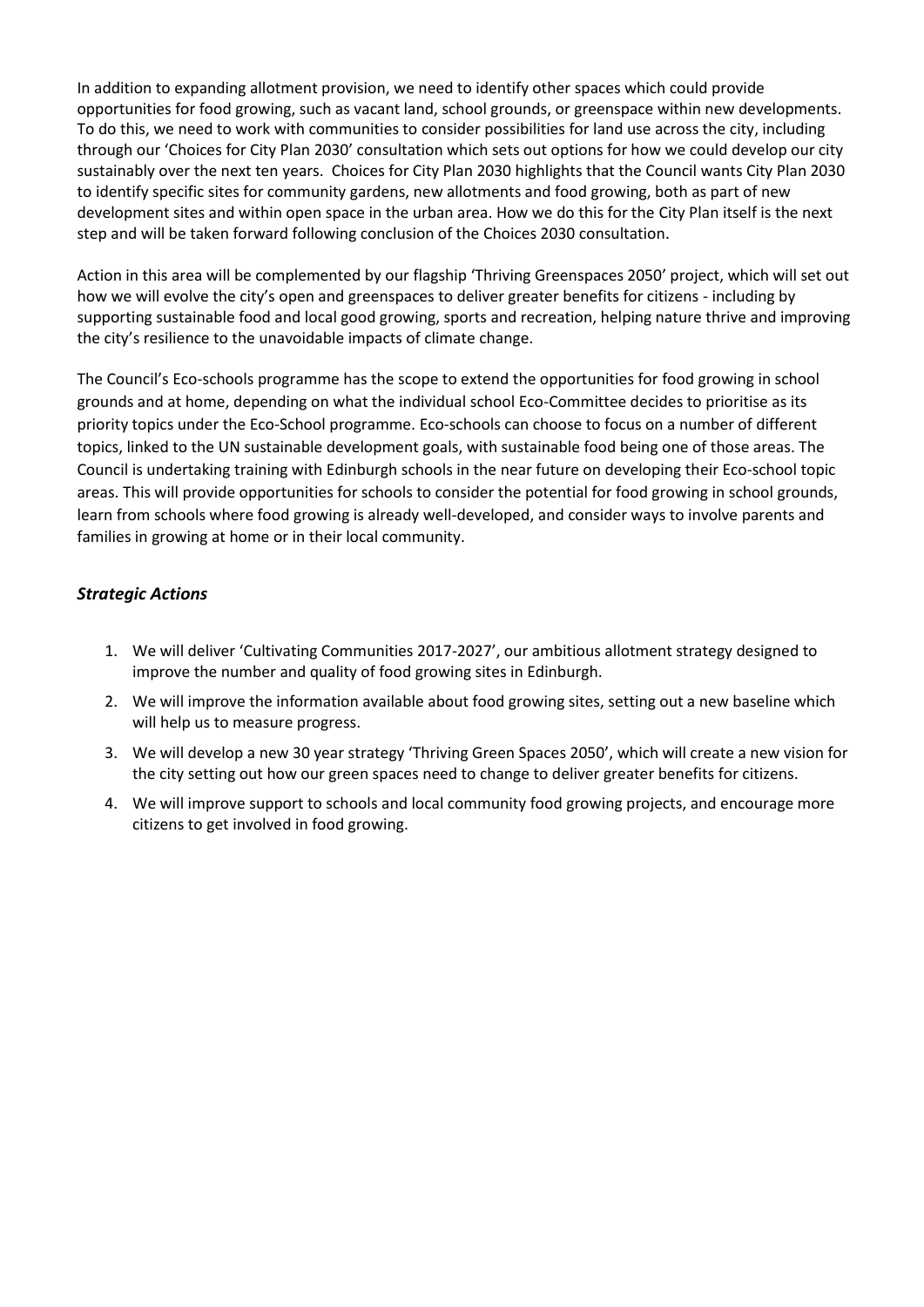In addition to expanding allotment provision, we need to identify other spaces which could provide opportunities for food growing, such as vacant land, school grounds, or greenspace within new developments. To do this, we need to work with communities to consider possibilities for land use across the city, including through our 'Choices for City Plan 2030' consultation which sets out options for how we could develop our city sustainably over the next ten years. Choices for City Plan 2030 highlights that the Council wants City Plan 2030 to identify specific sites for community gardens, new allotments and food growing, both as part of new development sites and within open space in the urban area. How we do this for the City Plan itself is the next step and will be taken forward following conclusion of the Choices 2030 consultation.

Action in this area will be complemented by our flagship 'Thriving Greenspaces 2050' project, which will set out how we will evolve the city's open and greenspaces to deliver greater benefits for citizens - including by supporting sustainable food and local good growing, sports and recreation, helping nature thrive and improving the city's resilience to the unavoidable impacts of climate change.

The Council's Eco-schools programme has the scope to extend the opportunities for food growing in school grounds and at home, depending on what the individual school Eco-Committee decides to prioritise as its priority topics under the Eco-School programme. Eco-schools can choose to focus on a number of different topics, linked to the UN sustainable development goals, with sustainable food being one of those areas. The Council is undertaking training with Edinburgh schools in the near future on developing their Eco-school topic areas. This will provide opportunities for schools to consider the potential for food growing in school grounds, learn from schools where food growing is already well-developed, and consider ways to involve parents and families in growing at home or in their local community.

### *Strategic Actions*

1. We will deliver 'Cultivating Communities 2017-2027', our ambitious allotment strategy designed to improve the number and quality of food growing sites in Edinburgh.
2. We will improve the information available about food growing sites, setting out a new baseline which will help us to measure progress.
3. We will develop a new 30 year strategy 'Thriving Green Spaces 2050', which will create a new vision for the city setting out how our green spaces need to change to deliver greater benefits for citizens.
4. We will improve support to schools and local community food growing projects, and encourage more citizens to get involved in food growing.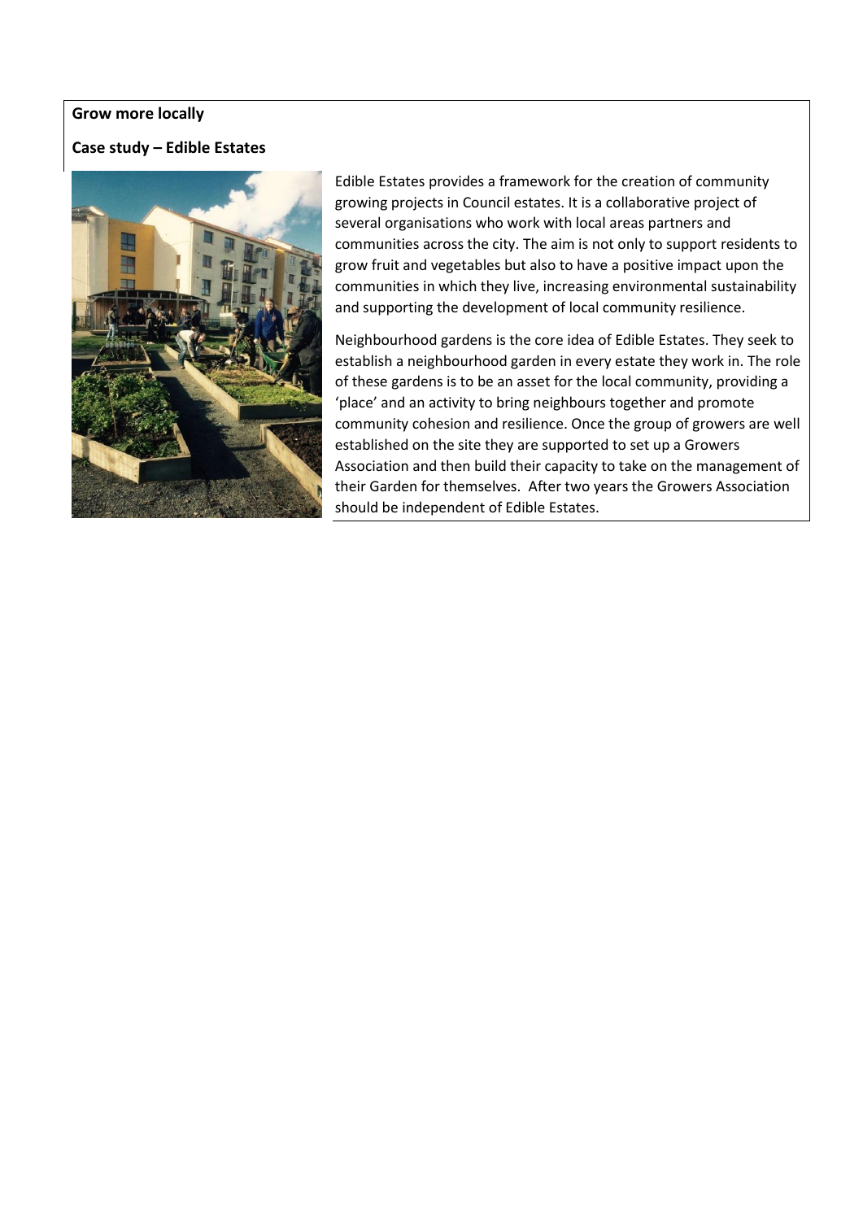**Grow more locally**

**Case study – Edible Estates**

Edible Estates provides a framework for the creation of community growing projects in Council estates. It is a collaborative project of several organisations who work with local areas partners and communities across the city. The aim is not only to support residents to grow fruit and vegetables but also to have a positive impact upon the communities in which they live, increasing environmental sustainability and supporting the development of local community resilience.

Neighbourhood gardens is the core idea of Edible Estates. They seek to establish a neighbourhood garden in every estate they work in. The role of these gardens is to be an asset for the local community, providing a 'place' and an activity to bring neighbours together and promote community cohesion and resilience. Once the group of growers are well established on the site they are supported to set up a Growers Association and then build their capacity to take on the management of their Garden for themselves. After two years the Growers Association should be independent of Edible Estates.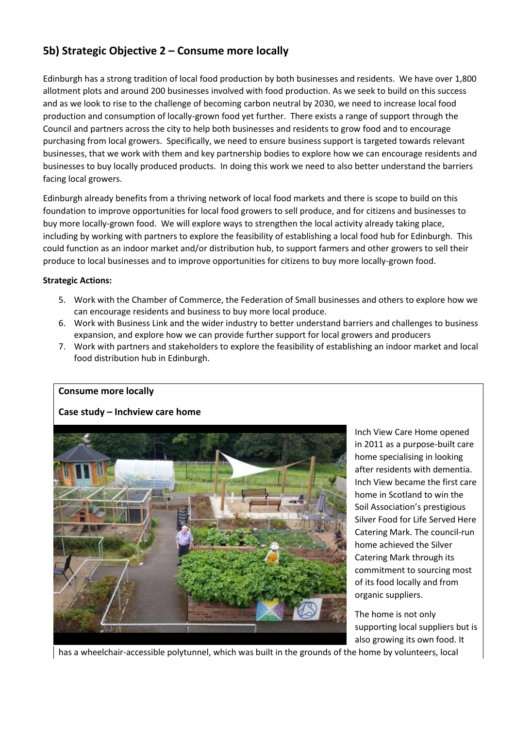## 5b) Strategic Objective 2 – Consume more locally

Edinburgh has a strong tradition of local food production by both businesses and residents. We have over 1,800 allotment plots and around 200 businesses involved with food production. As we seek to build on this success and as we look to rise to the challenge of becoming carbon neutral by 2030, we need to increase local food production and consumption of locally-grown food yet further. There exists a range of support through the Council and partners across the city to help both businesses and residents to grow food and to encourage purchasing from local growers. Specifically, we need to ensure business support is targeted towards relevant businesses, that we work with them and key partnership bodies to explore how we can encourage residents and businesses to buy locally produced products. In doing this work we need to also better understand the barriers facing local growers.

Edinburgh already benefits from a thriving network of local food markets and there is scope to build on this foundation to improve opportunities for local food growers to sell produce, and for citizens and businesses to buy more locally-grown food. We will explore ways to strengthen the local activity already taking place, including by working with partners to explore the feasibility of establishing a local food hub for Edinburgh. This could function as an indoor market and/or distribution hub, to support farmers and other growers to sell their produce to local businesses and to improve opportunities for citizens to buy more locally-grown food.

**Strategic Actions:**

5. Work with the Chamber of Commerce, the Federation of Small businesses and others to explore how we can encourage residents and business to buy more local produce.
6. Work with Business Link and the wider industry to better understand barriers and challenges to business expansion, and explore how we can provide further support for local growers and producers
7. Work with partners and stakeholders to explore the feasibility of establishing an indoor market and local food distribution hub in Edinburgh.

**Consume more locally**

**Case study – Inchview care home**

Inch View Care Home opened in 2011 as a purpose-built care home specialising in looking after residents with dementia. Inch View became the first care home in Scotland to win the Soil Association's prestigious Silver Food for Life Served Here Catering Mark. The council-run home achieved the Silver Catering Mark through its commitment to sourcing most of its food locally and from organic suppliers.

The home is not only supporting local suppliers but is also growing its own food. It has a wheelchair-accessible polytunnel, which was built in the grounds of the home by volunteers, local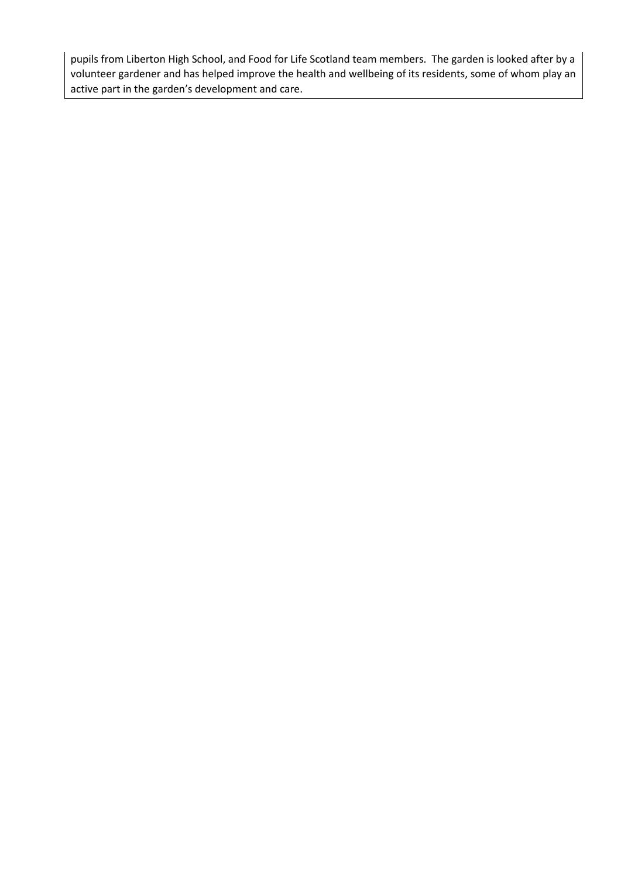pupils from Liberton High School, and Food for Life Scotland team members. The garden is looked after by a volunteer gardener and has helped improve the health and wellbeing of its residents, some of whom play an active part in the garden's development and care.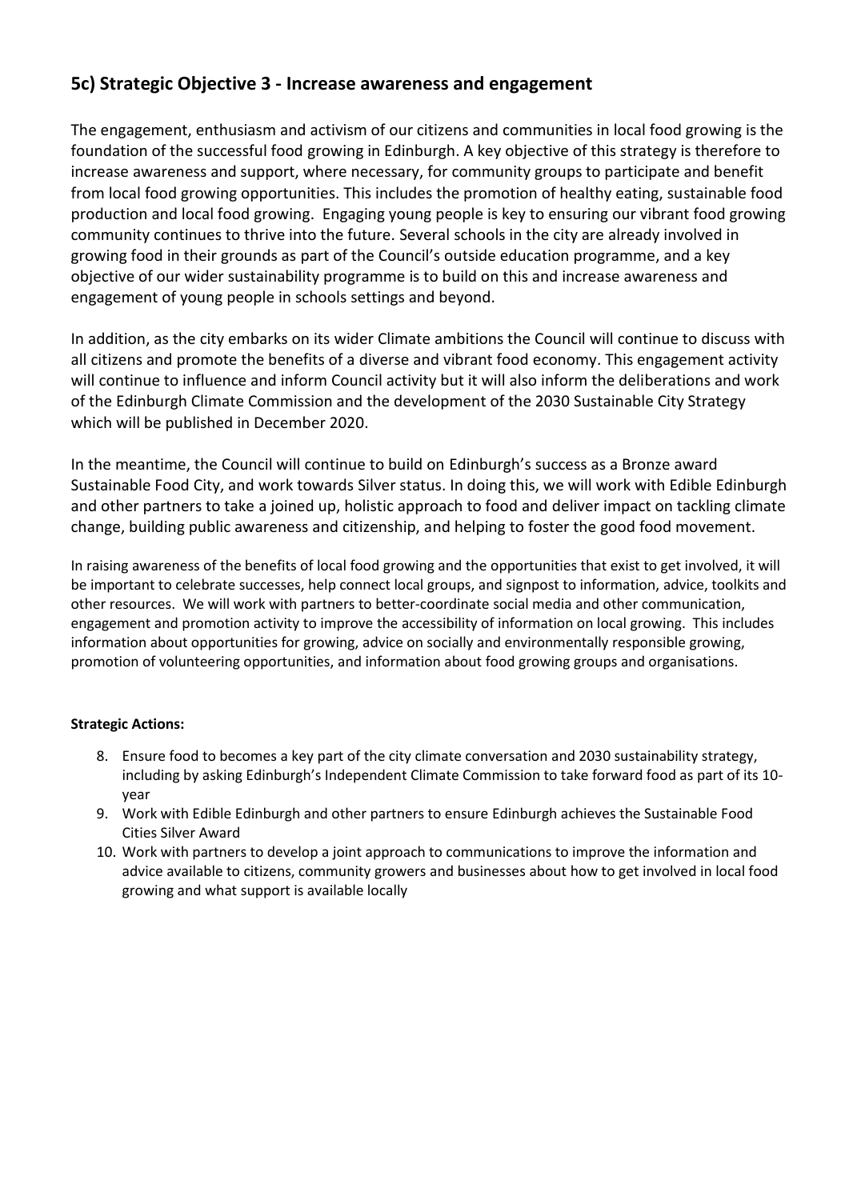## 5c) Strategic Objective 3 - Increase awareness and engagement

The engagement, enthusiasm and activism of our citizens and communities in local food growing is the foundation of the successful food growing in Edinburgh. A key objective of this strategy is therefore to increase awareness and support, where necessary, for community groups to participate and benefit from local food growing opportunities. This includes the promotion of healthy eating, sustainable food production and local food growing. Engaging young people is key to ensuring our vibrant food growing community continues to thrive into the future. Several schools in the city are already involved in growing food in their grounds as part of the Council's outside education programme, and a key objective of our wider sustainability programme is to build on this and increase awareness and engagement of young people in schools settings and beyond.

In addition, as the city embarks on its wider Climate ambitions the Council will continue to discuss with all citizens and promote the benefits of a diverse and vibrant food economy. This engagement activity will continue to influence and inform Council activity but it will also inform the deliberations and work of the Edinburgh Climate Commission and the development of the 2030 Sustainable City Strategy which will be published in December 2020.

In the meantime, the Council will continue to build on Edinburgh's success as a Bronze award Sustainable Food City, and work towards Silver status. In doing this, we will work with Edible Edinburgh and other partners to take a joined up, holistic approach to food and deliver impact on tackling climate change, building public awareness and citizenship, and helping to foster the good food movement.

In raising awareness of the benefits of local food growing and the opportunities that exist to get involved, it will be important to celebrate successes, help connect local groups, and signpost to information, advice, toolkits and other resources. We will work with partners to better-coordinate social media and other communication, engagement and promotion activity to improve the accessibility of information on local growing. This includes information about opportunities for growing, advice on socially and environmentally responsible growing, promotion of volunteering opportunities, and information about food growing groups and organisations.

**Strategic Actions:**

8. Ensure food to becomes a key part of the city climate conversation and 2030 sustainability strategy, including by asking Edinburgh's Independent Climate Commission to take forward food as part of its 10-year
9. Work with Edible Edinburgh and other partners to ensure Edinburgh achieves the Sustainable Food Cities Silver Award
10. Work with partners to develop a joint approach to communications to improve the information and advice available to citizens, community growers and businesses about how to get involved in local food growing and what support is available locally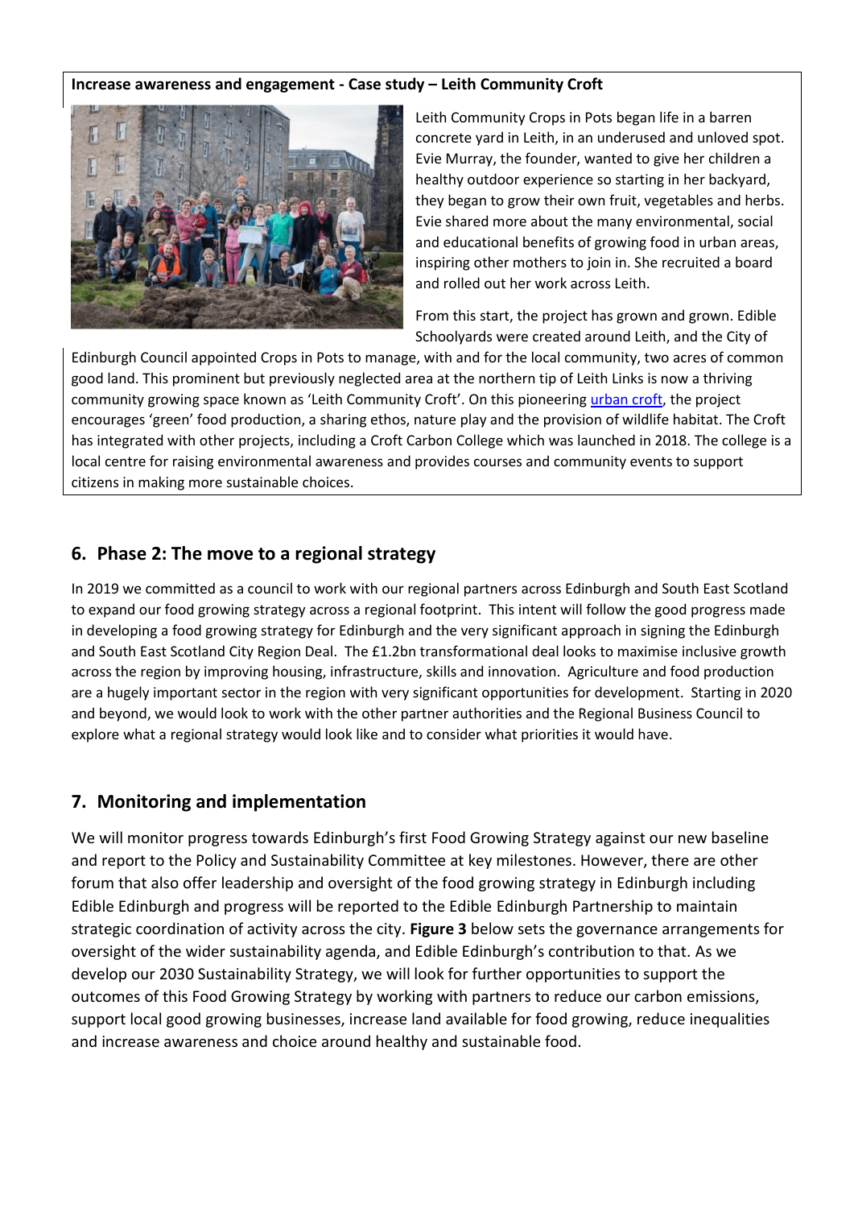**Increase awareness and engagement - Case study – Leith Community Croft**

Leith Community Crops in Pots began life in a barren concrete yard in Leith, in an underused and unloved spot. Evie Murray, the founder, wanted to give her children a healthy outdoor experience so starting in her backyard, they began to grow their own fruit, vegetables and herbs. Evie shared more about the many environmental, social and educational benefits of growing food in urban areas, inspiring other mothers to join in. She recruited a board and rolled out her work across Leith.

From this start, the project has grown and grown. Edible Schoolyards were created around Leith, and the City of Edinburgh Council appointed Crops in Pots to manage, with and for the local community, two acres of common good land. This prominent but previously neglected area at the northern tip of Leith Links is now a thriving community growing space known as 'Leith Community Croft'. On this pioneering urban croft, the project encourages 'green' food production, a sharing ethos, nature play and the provision of wildlife habitat. The Croft has integrated with other projects, including a Croft Carbon College which was launched in 2018. The college is a local centre for raising environmental awareness and provides courses and community events to support citizens in making more sustainable choices.

## 6. Phase 2: The move to a regional strategy

In 2019 we committed as a council to work with our regional partners across Edinburgh and South East Scotland to expand our food growing strategy across a regional footprint. This intent will follow the good progress made in developing a food growing strategy for Edinburgh and the very significant approach in signing the Edinburgh and South East Scotland City Region Deal. The £1.2bn transformational deal looks to maximise inclusive growth across the region by improving housing, infrastructure, skills and innovation. Agriculture and food production are a hugely important sector in the region with very significant opportunities for development. Starting in 2020 and beyond, we would look to work with the other partner authorities and the Regional Business Council to explore what a regional strategy would look like and to consider what priorities it would have.

## 7. Monitoring and implementation

We will monitor progress towards Edinburgh's first Food Growing Strategy against our new baseline and report to the Policy and Sustainability Committee at key milestones. However, there are other forum that also offer leadership and oversight of the food growing strategy in Edinburgh including Edible Edinburgh and progress will be reported to the Edible Edinburgh Partnership to maintain strategic coordination of activity across the city. **Figure 3** below sets the governance arrangements for oversight of the wider sustainability agenda, and Edible Edinburgh's contribution to that. As we develop our 2030 Sustainability Strategy, we will look for further opportunities to support the outcomes of this Food Growing Strategy by working with partners to reduce our carbon emissions, support local good growing businesses, increase land available for food growing, reduce inequalities and increase awareness and choice around healthy and sustainable food.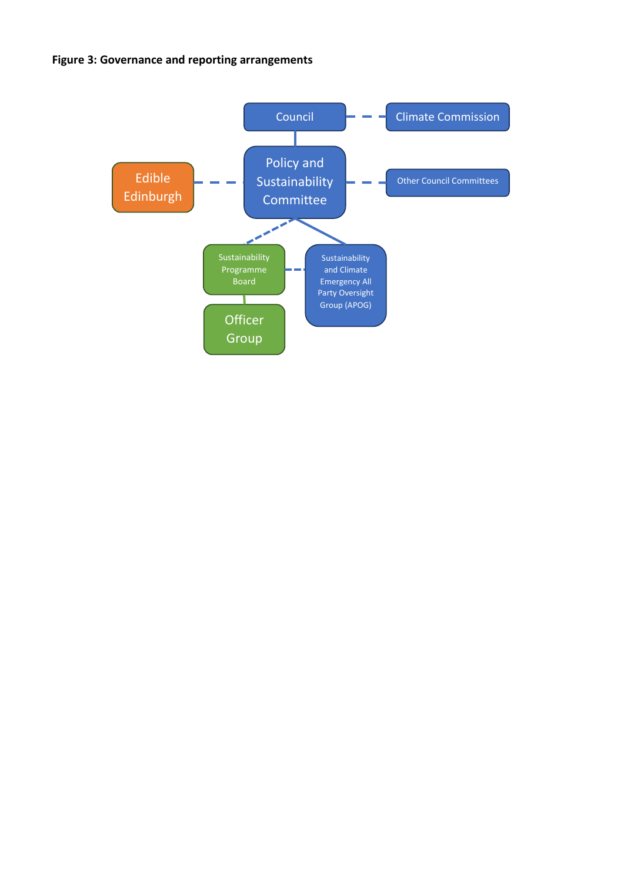**Figure 3: Governance and reporting arrangements**

Council

Climate Commission

Edible Edinburgh

Policy and Sustainability Committee

Other Council Committees

Sustainability Programme Board

Sustainability and Climate Emergency All Party Oversight Group (APOG)

Officer Group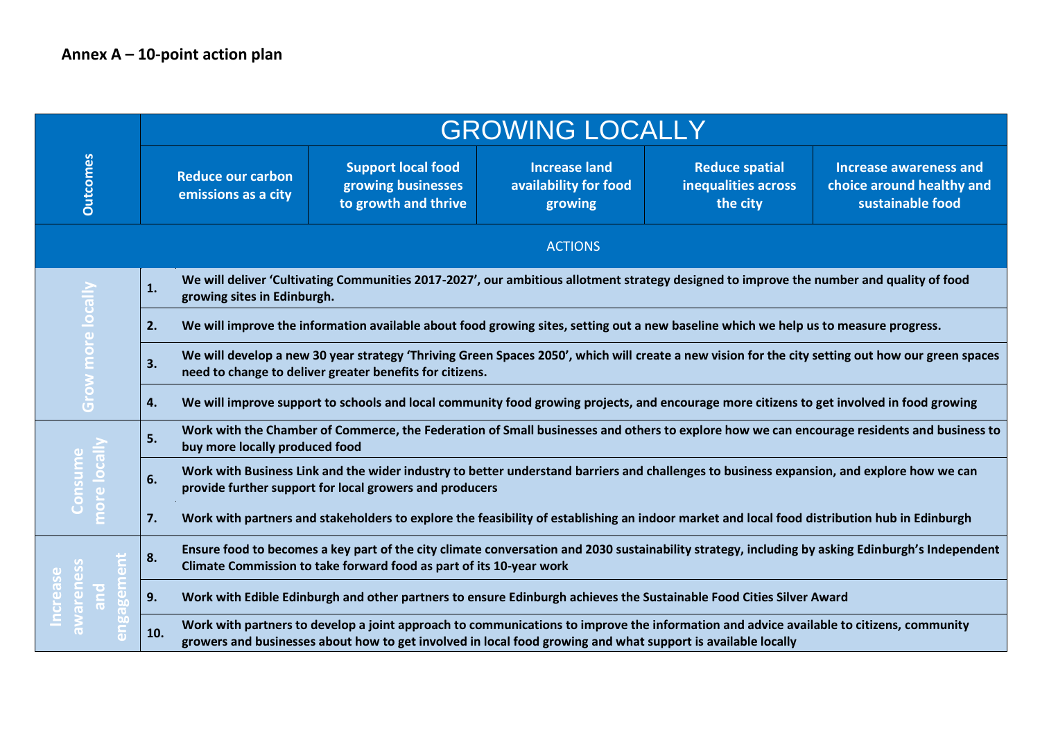**Annex A – 10-point action plan**

| | | | | | | |
|---|---|---|---|---|---|---|
| | GROWING LOCALLY | | | | | |
| Outcomes | Reduce our carbon emissions as a city | Support local food growing businesses to growth and thrive | Increase land availability for food growing | Reduce spatial inequalities across the city | Increase awareness and choice around healthy and sustainable food | |
| | ACTIONS | | | | | |
| Grow more locally | 1. | We will deliver 'Cultivating Communities 2017-2027', our ambitious allotment strategy designed to improve the number and quality of food growing sites in Edinburgh. | | | | |
| | 2. | We will improve the information available about food growing sites, setting out a new baseline which we help us to measure progress. | | | | |
| | 3. | We will develop a new 30 year strategy 'Thriving Green Spaces 2050', which will create a new vision for the city setting out how our green spaces need to change to deliver greater benefits for citizens. | | | | |
| | 4. | We will improve support to schools and local community food growing projects, and encourage more citizens to get involved in food growing | | | | |
| Consume more locally | 5. | Work with the Chamber of Commerce, the Federation of Small businesses and others to explore how we can encourage residents and business to buy more locally produced food | | | | |
| | 6. | Work with Business Link and the wider industry to better understand barriers and challenges to business expansion, and explore how we can provide further support for local growers and producers | | | | |
| | 7. | Work with partners and stakeholders to explore the feasibility of establishing an indoor market and local food distribution hub in Edinburgh | | | | |
| Increase awareness and engagement | 8. | Ensure food to becomes a key part of the city climate conversation and 2030 sustainability strategy, including by asking Edinburgh's Independent Climate Commission to take forward food as part of its 10-year work | | | | |
| | 9. | Work with Edible Edinburgh and other partners to ensure Edinburgh achieves the Sustainable Food Cities Silver Award | | | | |
| | 10. | Work with partners to develop a joint approach to communications to improve the information and advice available to citizens, community growers and businesses about how to get involved in local food growing and what support is available locally | | | | |